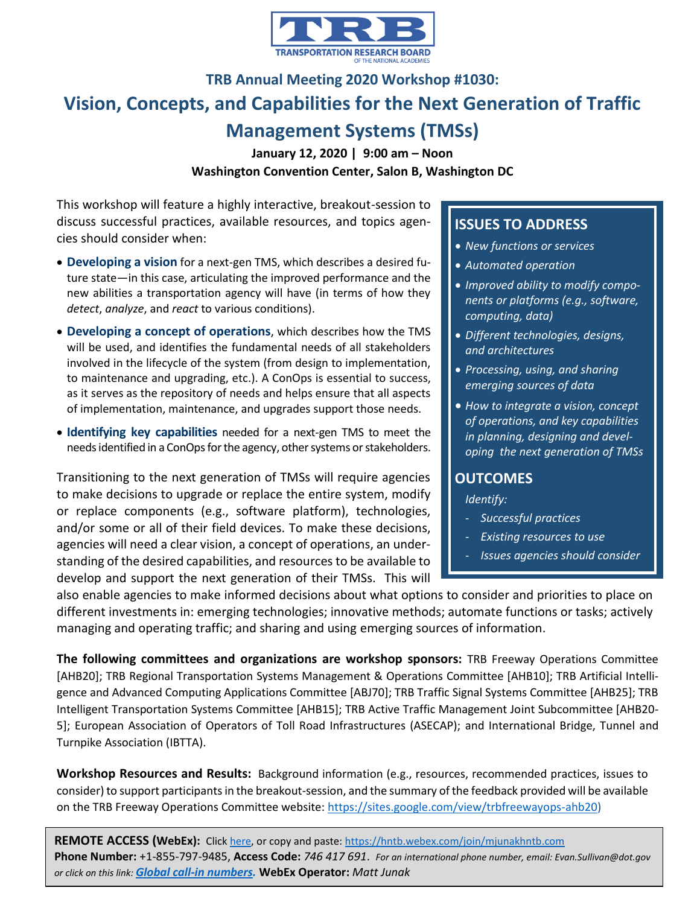**TRANSPORTATION RESEARCH BOARD**
OF THE NATIONAL ACADEMIES

## TRB Annual Meeting 2020 Workshop #1030:

# Vision, Concepts, and Capabilities for the Next Generation of Traffic Management Systems (TMSs)

**January 12, 2020 | 9:00 am – Noon**
**Washington Convention Center, Salon B, Washington DC**

This workshop will feature a highly interactive, breakout-session to discuss successful practices, available resources, and topics agencies should consider when:

- **Developing a vision** for a next-gen TMS, which describes a desired future state—in this case, articulating the improved performance and the new abilities a transportation agency will have (in terms of how they *detect*, *analyze*, and *react* to various conditions).
- **Developing a concept of operations**, which describes how the TMS will be used, and identifies the fundamental needs of all stakeholders involved in the lifecycle of the system (from design to implementation, to maintenance and upgrading, etc.). A ConOps is essential to success, as it serves as the repository of needs and helps ensure that all aspects of implementation, maintenance, and upgrades support those needs.
- **Identifying key capabilities** needed for a next-gen TMS to meet the needs identified in a ConOps for the agency, other systems or stakeholders.

Transitioning to the next generation of TMSs will require agencies to make decisions to upgrade or replace the entire system, modify or replace components (e.g., software platform), technologies, and/or some or all of their field devices. To make these decisions, agencies will need a clear vision, a concept of operations, an understanding of the desired capabilities, and resources to be available to develop and support the next generation of their TMSs. This will also enable agencies to make informed decisions about what options to consider and priorities to place on different investments in: emerging technologies; innovative methods; automate functions or tasks; actively managing and operating traffic; and sharing and using emerging sources of information.

### ISSUES TO ADDRESS

- *New functions or services*
- *Automated operation*
- *Improved ability to modify components or platforms (e.g., software, computing, data)*
- *Different technologies, designs, and architectures*
- *Processing, using, and sharing emerging sources of data*
- *How to integrate a vision, concept of operations, and key capabilities in planning, designing and developing the next generation of TMSs*

### OUTCOMES

*Identify:*

- *Successful practices*
- *Existing resources to use*
- *Issues agencies should consider*

**The following committees and organizations are workshop sponsors:** TRB Freeway Operations Committee [AHB20]; TRB Regional Transportation Systems Management & Operations Committee [AHB10]; TRB Artificial Intelligence and Advanced Computing Applications Committee [ABJ70]; TRB Traffic Signal Systems Committee [AHB25]; TRB Intelligent Transportation Systems Committee [AHB15]; TRB Active Traffic Management Joint Subcommittee [AHB20-5]; European Association of Operators of Toll Road Infrastructures (ASECAP); and International Bridge, Tunnel and Turnpike Association (IBTTA).

**Workshop Resources and Results:** Background information (e.g., resources, recommended practices, issues to consider) to support participants in the breakout-session, and the summary of the feedback provided will be available on the TRB Freeway Operations Committee website: https://sites.google.com/view/trbfreewayops-ahb20)

**REMOTE ACCESS (WebEx):** Click here, or copy and paste: https://hntb.webex.com/join/mjunakhntb.com
**Phone Number:** +1-855-797-9485, **Access Code:** *746 417 691*. *For an international phone number, email: Evan.Sullivan@dot.gov or click on this link:* ***Global call-in numbers.*** **WebEx Operator:** *Matt Junak*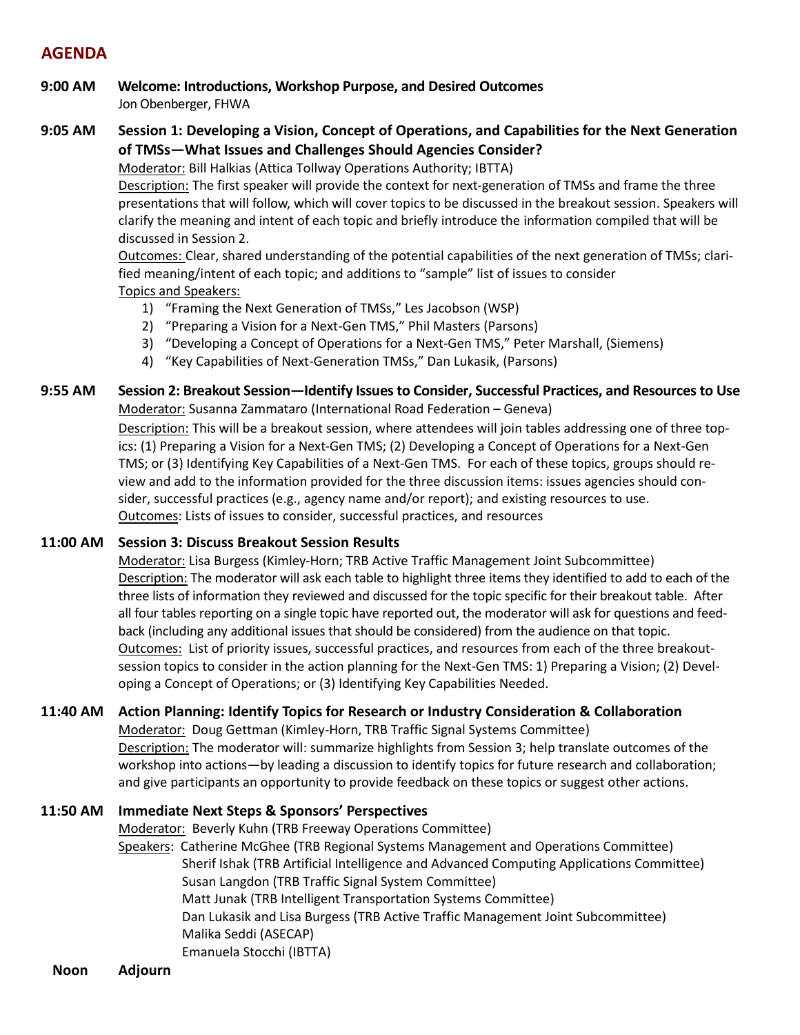## AGENDA

**9:00 AM** **Welcome: Introductions, Workshop Purpose, and Desired Outcomes**
Jon Obenberger, FHWA

**9:05 AM** **Session 1: Developing a Vision, Concept of Operations, and Capabilities for the Next Generation of TMSs—What Issues and Challenges Should Agencies Consider?**

Moderator: Bill Halkias (Attica Tollway Operations Authority; IBTTA)

Description: The first speaker will provide the context for next-generation of TMSs and frame the three presentations that will follow, which will cover topics to be discussed in the breakout session. Speakers will clarify the meaning and intent of each topic and briefly introduce the information compiled that will be discussed in Session 2.

Outcomes: Clear, shared understanding of the potential capabilities of the next generation of TMSs; clarified meaning/intent of each topic; and additions to "sample" list of issues to consider

Topics and Speakers:

1) "Framing the Next Generation of TMSs," Les Jacobson (WSP)
2) "Preparing a Vision for a Next-Gen TMS," Phil Masters (Parsons)
3) "Developing a Concept of Operations for a Next-Gen TMS," Peter Marshall, (Siemens)
4) "Key Capabilities of Next-Generation TMSs," Dan Lukasik, (Parsons)

**9:55 AM** **Session 2: Breakout Session—Identify Issues to Consider, Successful Practices, and Resources to Use**

Moderator: Susanna Zammataro (International Road Federation – Geneva)

Description: This will be a breakout session, where attendees will join tables addressing one of three topics: (1) Preparing a Vision for a Next-Gen TMS; (2) Developing a Concept of Operations for a Next-Gen TMS; or (3) Identifying Key Capabilities of a Next-Gen TMS. For each of these topics, groups should review and add to the information provided for the three discussion items: issues agencies should consider, successful practices (e.g., agency name and/or report); and existing resources to use.

Outcomes: Lists of issues to consider, successful practices, and resources

**11:00 AM** **Session 3: Discuss Breakout Session Results**

Moderator: Lisa Burgess (Kimley-Horn; TRB Active Traffic Management Joint Subcommittee)

Description: The moderator will ask each table to highlight three items they identified to add to each of the three lists of information they reviewed and discussed for the topic specific for their breakout table. After all four tables reporting on a single topic have reported out, the moderator will ask for questions and feedback (including any additional issues that should be considered) from the audience on that topic.

Outcomes: List of priority issues, successful practices, and resources from each of the three breakout-session topics to consider in the action planning for the Next-Gen TMS: 1) Preparing a Vision; (2) Developing a Concept of Operations; or (3) Identifying Key Capabilities Needed.

**11:40 AM** **Action Planning: Identify Topics for Research or Industry Consideration & Collaboration**

Moderator: Doug Gettman (Kimley-Horn, TRB Traffic Signal Systems Committee)

Description: The moderator will: summarize highlights from Session 3; help translate outcomes of the workshop into actions—by leading a discussion to identify topics for future research and collaboration; and give participants an opportunity to provide feedback on these topics or suggest other actions.

**11:50 AM** **Immediate Next Steps & Sponsors' Perspectives**

Moderator: Beverly Kuhn (TRB Freeway Operations Committee)

Speakers: Catherine McGhee (TRB Regional Systems Management and Operations Committee)
Sherif Ishak (TRB Artificial Intelligence and Advanced Computing Applications Committee)
Susan Langdon (TRB Traffic Signal System Committee)
Matt Junak (TRB Intelligent Transportation Systems Committee)
Dan Lukasik and Lisa Burgess (TRB Active Traffic Management Joint Subcommittee)
Malika Seddi (ASECAP)
Emanuela Stocchi (IBTTA)

**Noon** **Adjourn**